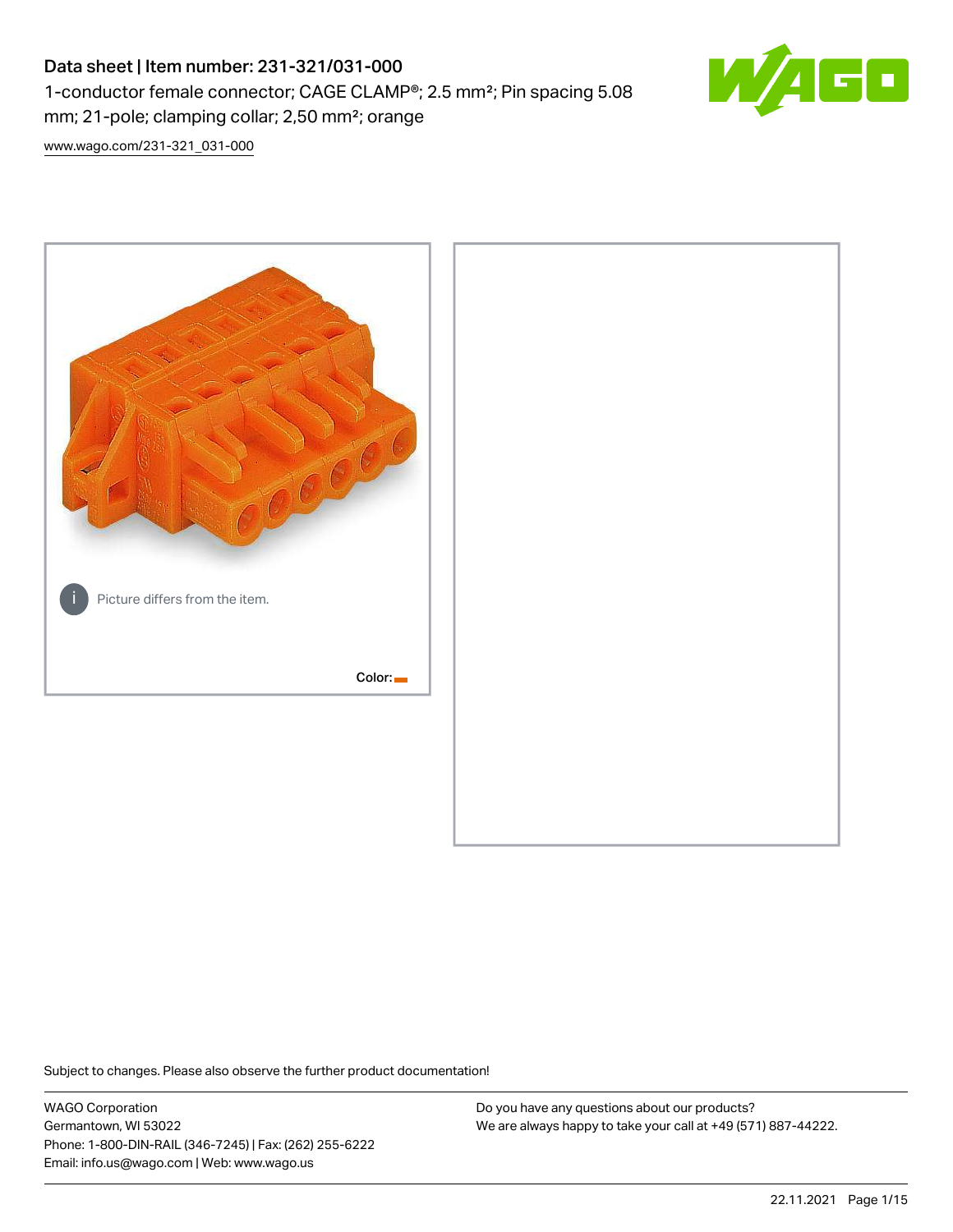# Data sheet | Item number: 231-321/031-000

1-conductor female connector; CAGE CLAMP®; 2.5 mm²; Pin spacing 5.08 mm; 21-pole; clamping collar; 2,50 mm²; orange

www.wago.com/231-321_031-000

Picture differs from the item.

Color:

Subject to changes. Please also observe the further product documentation!

WAGO Corporation
Germantown, WI 53022
Phone: 1-800-DIN-RAIL (346-7245) | Fax: (262) 255-6222
Email: info.us@wago.com | Web: www.wago.us

Do you have any questions about our products?
We are always happy to take your call at +49 (571) 887-44222.

22.11.2021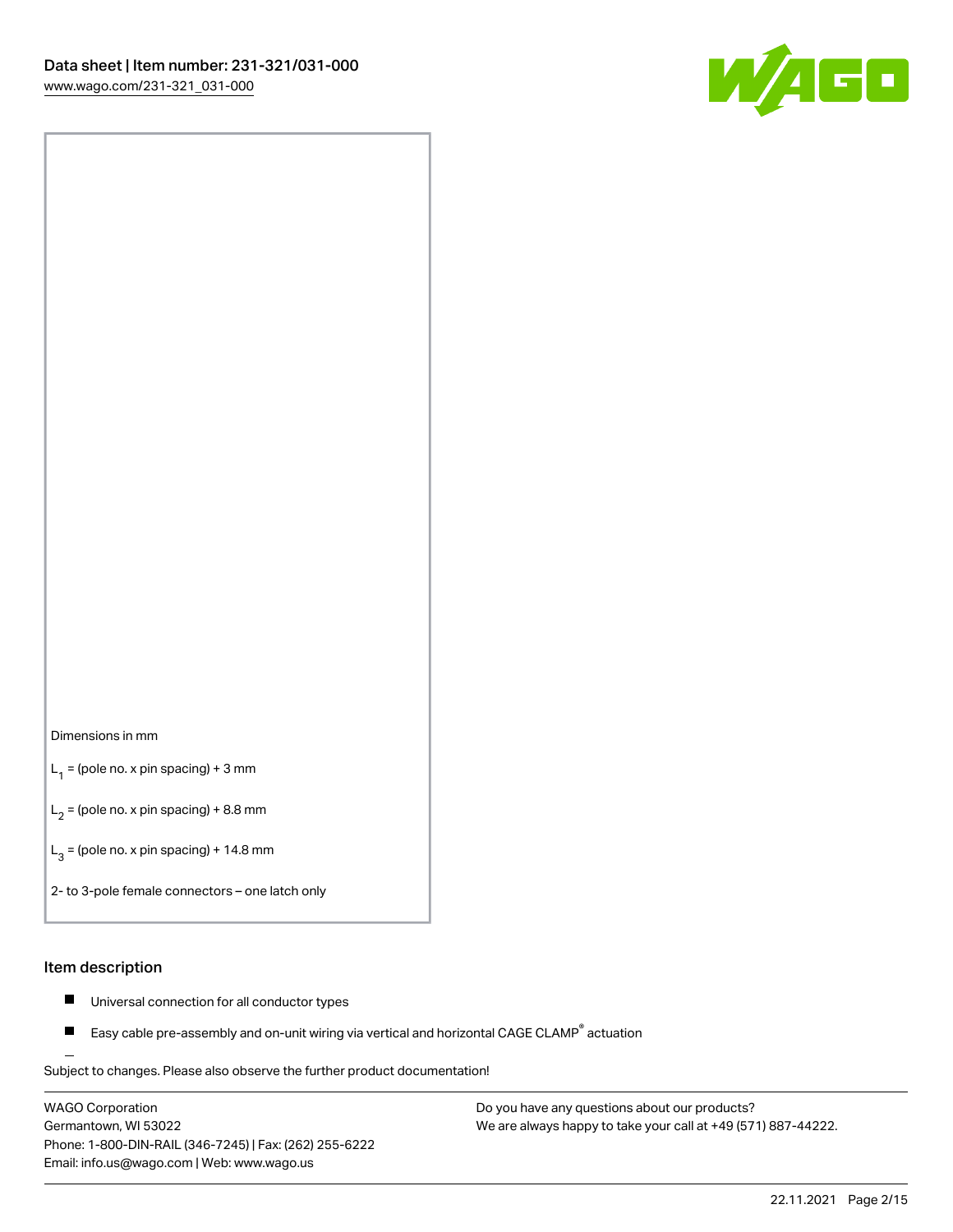Dimensions in mm

$L_1$ = (pole no. x pin spacing) + 3 mm

$L_2$ = (pole no. x pin spacing) + 8.8 mm

$L_3$ = (pole no. x pin spacing) + 14.8 mm

2- to 3-pole female connectors – one latch only

## Item description

- Universal connection for all conductor types
- Easy cable pre-assembly and on-unit wiring via vertical and horizontal CAGE CLAMP® actuation

Subject to changes. Please also observe the further product documentation!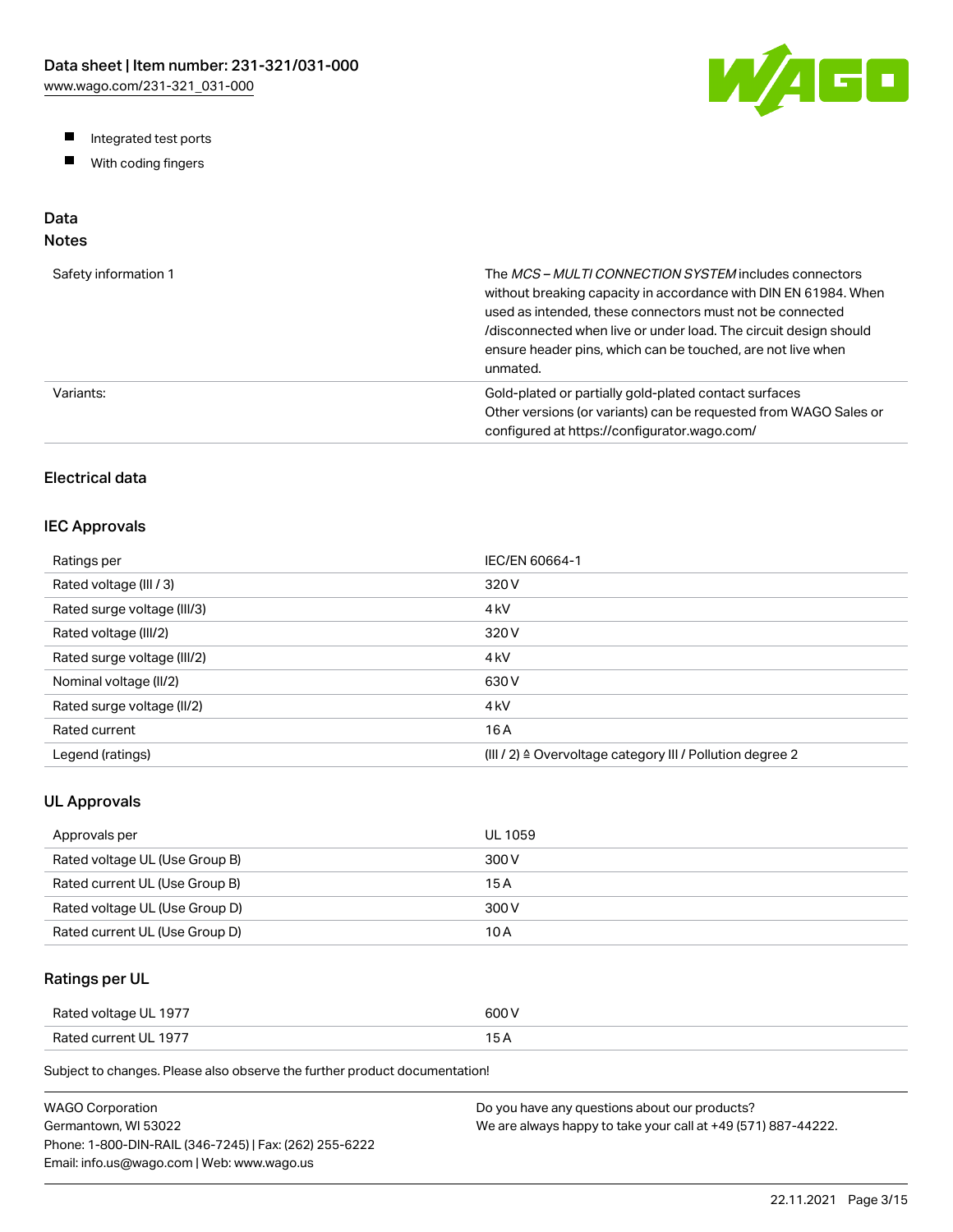- Integrated test ports
- With coding fingers

## Data
### Notes

| | |
|---|---|
| Safety information 1 | The *MCS – MULTI CONNECTION SYSTEM* includes connectors without breaking capacity in accordance with DIN EN 61984. When used as intended, these connectors must not be connected /disconnected when live or under load. The circuit design should ensure header pins, which can be touched, are not live when unmated. |
| Variants: | Gold-plated or partially gold-plated contact surfaces<br>Other versions (or variants) can be requested from WAGO Sales or configured at https://configurator.wago.com/ |

### Electrical data

### IEC Approvals

| | |
|---|---|
| Ratings per | IEC/EN 60664-1 |
| Rated voltage (III / 3) | 320 V |
| Rated surge voltage (III/3) | 4 kV |
| Rated voltage (III/2) | 320 V |
| Rated surge voltage (III/2) | 4 kV |
| Nominal voltage (II/2) | 630 V |
| Rated surge voltage (II/2) | 4 kV |
| Rated current | 16 A |
| Legend (ratings) | (III / 2) ≙ Overvoltage category III / Pollution degree 2 |

### UL Approvals

| | |
|---|---|
| Approvals per | UL 1059 |
| Rated voltage UL (Use Group B) | 300 V |
| Rated current UL (Use Group B) | 15 A |
| Rated voltage UL (Use Group D) | 300 V |
| Rated current UL (Use Group D) | 10 A |

### Ratings per UL

| | |
|---|---|
| Rated voltage UL 1977 | 600 V |
| Rated current UL 1977 | 15 A |

Subject to changes. Please also observe the further product documentation!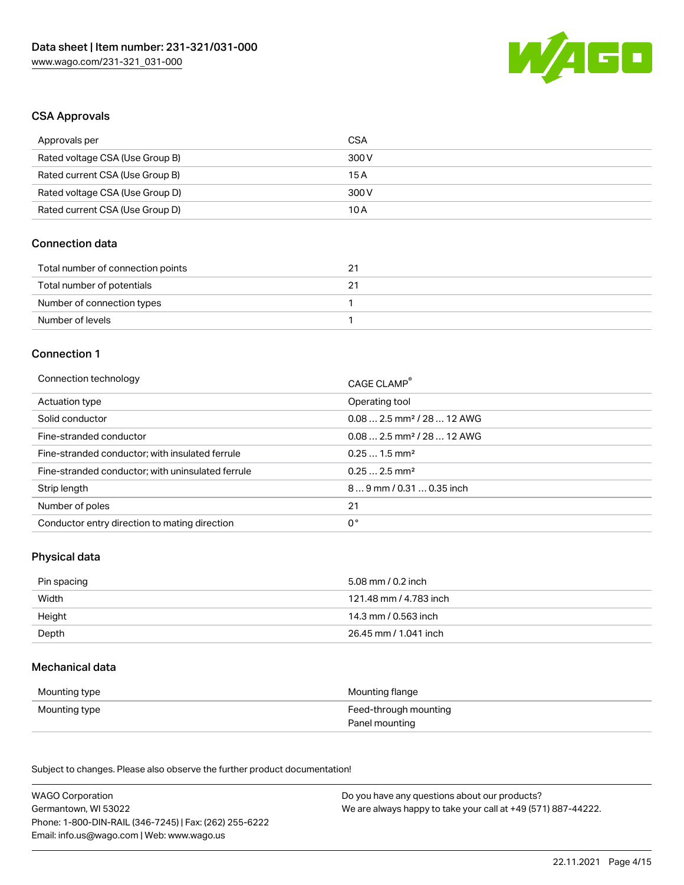## CSA Approvals

| Approvals per | CSA |
| --- | --- |
| Rated voltage CSA (Use Group B) | 300 V |
| Rated current CSA (Use Group B) | 15 A |
| Rated voltage CSA (Use Group D) | 300 V |
| Rated current CSA (Use Group D) | 10 A |

## Connection data

| Total number of connection points | 21 |
| --- | --- |
| Total number of potentials | 21 |
| Number of connection types | 1 |
| Number of levels | 1 |

## Connection 1

| Connection technology | CAGE CLAMP® |
| --- | --- |
| Actuation type | Operating tool |
| Solid conductor | 0.08 … 2.5 mm² / 28 … 12 AWG |
| Fine-stranded conductor | 0.08 … 2.5 mm² / 28 … 12 AWG |
| Fine-stranded conductor; with insulated ferrule | 0.25 … 1.5 mm² |
| Fine-stranded conductor; with uninsulated ferrule | 0.25 … 2.5 mm² |
| Strip length | 8 … 9 mm / 0.31 … 0.35 inch |
| Number of poles | 21 |
| Conductor entry direction to mating direction | 0 ° |

## Physical data

| Pin spacing | 5.08 mm / 0.2 inch |
| --- | --- |
| Width | 121.48 mm / 4.783 inch |
| Height | 14.3 mm / 0.563 inch |
| Depth | 26.45 mm / 1.041 inch |

## Mechanical data

| Mounting type | Mounting flange |
| --- | --- |
| Mounting type | Feed-through mounting<br>Panel mounting |

Subject to changes. Please also observe the further product documentation!

WAGO Corporation
Germantown, WI 53022
Phone: 1-800-DIN-RAIL (346-7245) | Fax: (262) 255-6222
Email: info.us@wago.com | Web: www.wago.us

Do you have any questions about our products?
We are always happy to take your call at +49 (571) 887-44222.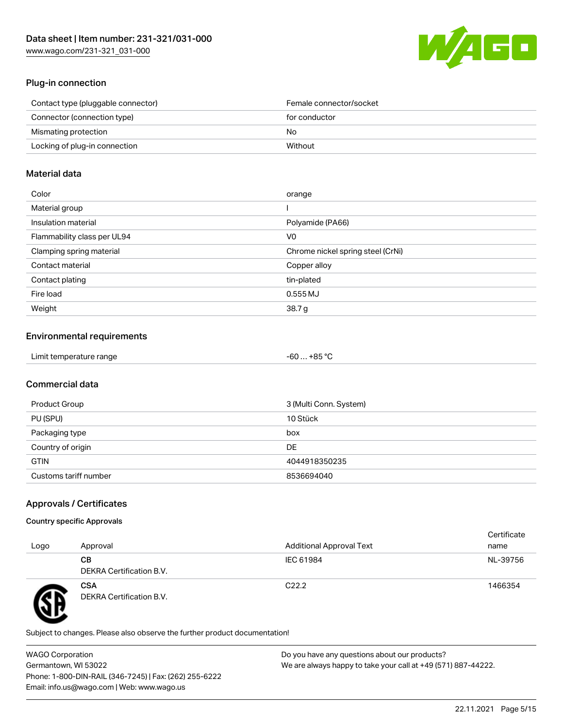## Plug-in connection

| | |
|---|---|
| Contact type (pluggable connector) | Female connector/socket |
| Connector (connection type) | for conductor |
| Mismating protection | No |
| Locking of plug-in connection | Without |

## Material data

| | |
|---|---|
| Color | orange |
| Material group | I |
| Insulation material | Polyamide (PA66) |
| Flammability class per UL94 | V0 |
| Clamping spring material | Chrome nickel spring steel (CrNi) |
| Contact material | Copper alloy |
| Contact plating | tin-plated |
| Fire load | 0.555 MJ |
| Weight | 38.7 g |

## Environmental requirements

| | |
|---|---|
| Limit temperature range | -60 … +85 °C |

## Commercial data

| | |
|---|---|
| Product Group | 3 (Multi Conn. System) |
| PU (SPU) | 10 Stück |
| Packaging type | box |
| Country of origin | DE |
| GTIN | 4044918350235 |
| Customs tariff number | 8536694040 |

## Approvals / Certificates

### Country specific Approvals

| Logo | Approval | Additional Approval Text | Certificate name |
|---|---|---|---|
| | **CB** DEKRA Certification B.V. | IEC 61984 | NL-39756 |
| | **CSA** DEKRA Certification B.V. | C22.2 | 1466354 |

Subject to changes. Please also observe the further product documentation!

WAGO Corporation
Germantown, WI 53022
Phone: 1-800-DIN-RAIL (346-7245) | Fax: (262) 255-6222
Email: info.us@wago.com | Web: www.wago.us

Do you have any questions about our products?
We are always happy to take your call at +49 (571) 887-44222.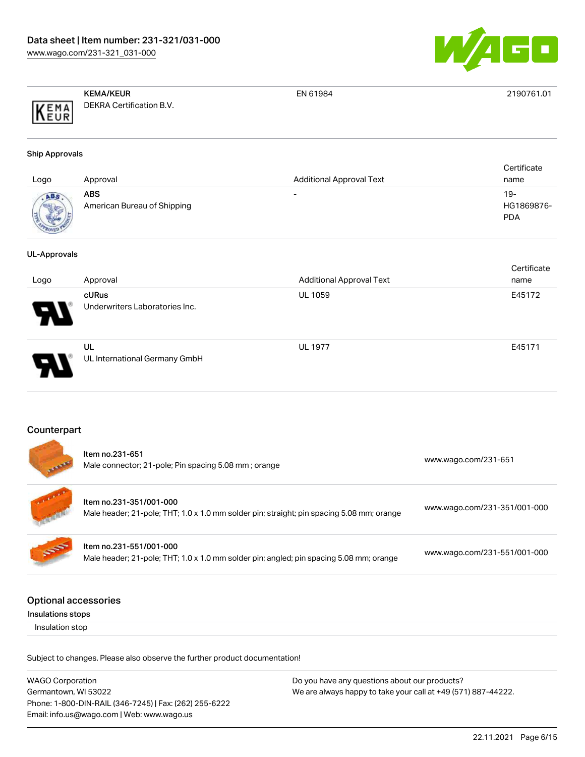| | KEMA/KEUR<br>DEKRA Certification B.V. | EN 61984 | 2190761.01 |
|---|---|---|---|

**Ship Approvals**

| Logo | Approval | Additional Approval Text | Certificate name |
|---|---|---|---|
| | **ABS**<br>American Bureau of Shipping | - | 19-HG1869876-PDA |

**UL-Approvals**

| Logo | Approval | Additional Approval Text | Certificate name |
|---|---|---|---|
| | **cURus**<br>Underwriters Laboratories Inc. | UL 1059 | E45172 |
| | **UL**<br>UL International Germany GmbH | UL 1977 | E45171 |

## Counterpart

| | | |
|---|---|---|
| | Item no.231-651<br>Male connector; 21-pole; Pin spacing 5.08 mm ; orange | www.wago.com/231-651 |
| | Item no.231-351/001-000<br>Male header; 21-pole; THT; 1.0 x 1.0 mm solder pin; straight; pin spacing 5.08 mm; orange | www.wago.com/231-351/001-000 |
| | Item no.231-551/001-000<br>Male header; 21-pole; THT; 1.0 x 1.0 mm solder pin; angled; pin spacing 5.08 mm; orange | www.wago.com/231-551/001-000 |

## Optional accessories

**Insulations stops**

Insulation stop

Subject to changes. Please also observe the further product documentation!

WAGO Corporation
Germantown, WI 53022
Phone: 1-800-DIN-RAIL (346-7245) | Fax: (262) 255-6222
Email: info.us@wago.com | Web: www.wago.us

Do you have any questions about our products?
We are always happy to take your call at +49 (571) 887-44222.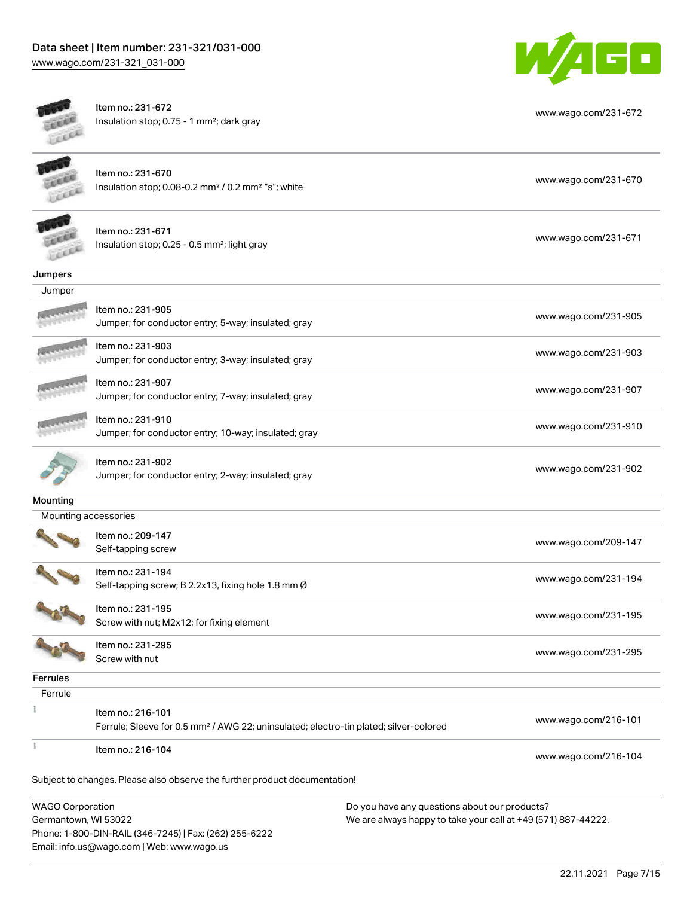| Item | Link |
|---|---|
| Item no.: 231-672<br>Insulation stop; 0.75 - 1 mm²; dark gray | www.wago.com/231-672 |
| Item no.: 231-670<br>Insulation stop; 0.08-0.2 mm² / 0.2 mm² "s"; white | www.wago.com/231-670 |
| Item no.: 231-671<br>Insulation stop; 0.25 - 0.5 mm²; light gray | www.wago.com/231-671 |

### Jumpers

Jumper

| Item | Link |
|---|---|
| Item no.: 231-905<br>Jumper; for conductor entry; 5-way; insulated; gray | www.wago.com/231-905 |
| Item no.: 231-903<br>Jumper; for conductor entry; 3-way; insulated; gray | www.wago.com/231-903 |
| Item no.: 231-907<br>Jumper; for conductor entry; 7-way; insulated; gray | www.wago.com/231-907 |
| Item no.: 231-910<br>Jumper; for conductor entry; 10-way; insulated; gray | www.wago.com/231-910 |
| Item no.: 231-902<br>Jumper; for conductor entry; 2-way; insulated; gray | www.wago.com/231-902 |

### Mounting

Mounting accessories

| Item | Link |
|---|---|
| Item no.: 209-147<br>Self-tapping screw | www.wago.com/209-147 |
| Item no.: 231-194<br>Self-tapping screw; B 2.2x13, fixing hole 1.8 mm Ø | www.wago.com/231-194 |
| Item no.: 231-195<br>Screw with nut; M2x12; for fixing element | www.wago.com/231-195 |
| Item no.: 231-295<br>Screw with nut | www.wago.com/231-295 |

### Ferrules

Ferrule

| Item | Link |
|---|---|
| Item no.: 216-101<br>Ferrule; Sleeve for 0.5 mm² / AWG 22; uninsulated; electro-tin plated; silver-colored | www.wago.com/216-101 |
| Item no.: 216-104 | www.wago.com/216-104 |

Subject to changes. Please also observe the further product documentation!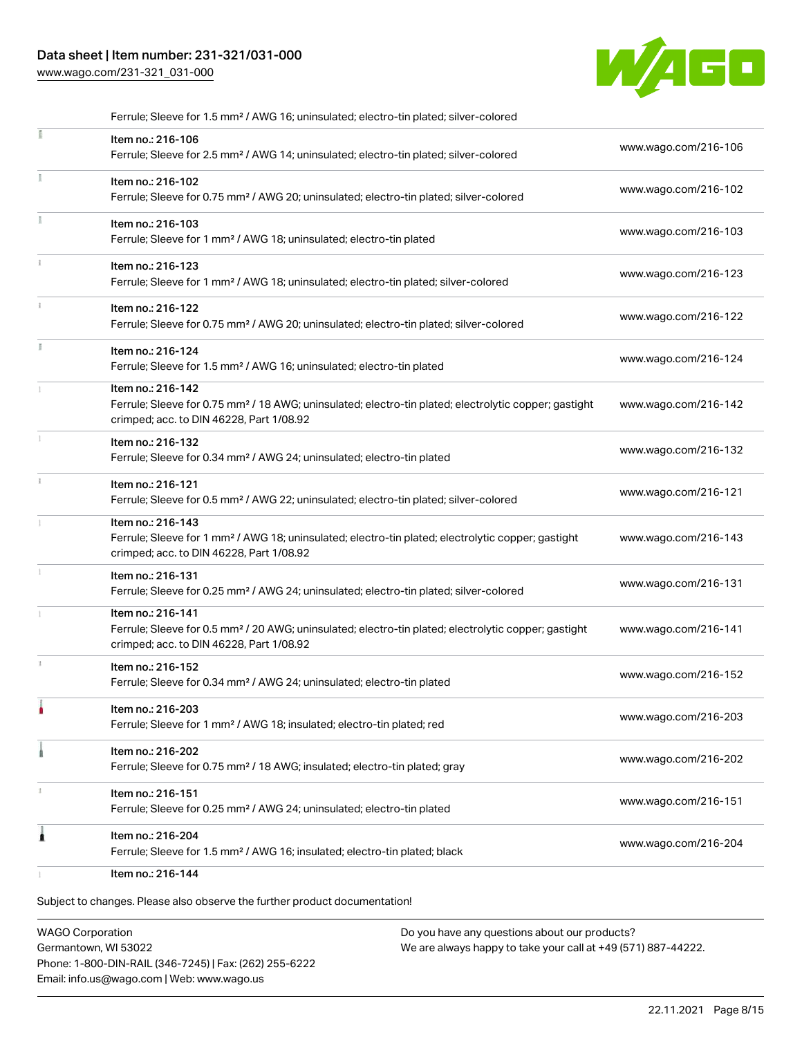Ferrule; Sleeve for 1.5 mm² / AWG 16; uninsulated; electro-tin plated; silver-colored

| | | |
|---|---|---|
| | Item no.: 216-106<br>Ferrule; Sleeve for 2.5 mm² / AWG 14; uninsulated; electro-tin plated; silver-colored | www.wago.com/216-106 |
| | Item no.: 216-102<br>Ferrule; Sleeve for 0.75 mm² / AWG 20; uninsulated; electro-tin plated; silver-colored | www.wago.com/216-102 |
| | Item no.: 216-103<br>Ferrule; Sleeve for 1 mm² / AWG 18; uninsulated; electro-tin plated | www.wago.com/216-103 |
| | Item no.: 216-123<br>Ferrule; Sleeve for 1 mm² / AWG 18; uninsulated; electro-tin plated; silver-colored | www.wago.com/216-123 |
| | Item no.: 216-122<br>Ferrule; Sleeve for 0.75 mm² / AWG 20; uninsulated; electro-tin plated; silver-colored | www.wago.com/216-122 |
| | Item no.: 216-124<br>Ferrule; Sleeve for 1.5 mm² / AWG 16; uninsulated; electro-tin plated | www.wago.com/216-124 |
| | Item no.: 216-142<br>Ferrule; Sleeve for 0.75 mm² / 18 AWG; uninsulated; electro-tin plated; electrolytic copper; gastight crimped; acc. to DIN 46228, Part 1/08.92 | www.wago.com/216-142 |
| | Item no.: 216-132<br>Ferrule; Sleeve for 0.34 mm² / AWG 24; uninsulated; electro-tin plated | www.wago.com/216-132 |
| | Item no.: 216-121<br>Ferrule; Sleeve for 0.5 mm² / AWG 22; uninsulated; electro-tin plated; silver-colored | www.wago.com/216-121 |
| | Item no.: 216-143<br>Ferrule; Sleeve for 1 mm² / AWG 18; uninsulated; electro-tin plated; electrolytic copper; gastight crimped; acc. to DIN 46228, Part 1/08.92 | www.wago.com/216-143 |
| | Item no.: 216-131<br>Ferrule; Sleeve for 0.25 mm² / AWG 24; uninsulated; electro-tin plated; silver-colored | www.wago.com/216-131 |
| | Item no.: 216-141<br>Ferrule; Sleeve for 0.5 mm² / 20 AWG; uninsulated; electro-tin plated; electrolytic copper; gastight crimped; acc. to DIN 46228, Part 1/08.92 | www.wago.com/216-141 |
| | Item no.: 216-152<br>Ferrule; Sleeve for 0.34 mm² / AWG 24; uninsulated; electro-tin plated | www.wago.com/216-152 |
| | Item no.: 216-203<br>Ferrule; Sleeve for 1 mm² / AWG 18; insulated; electro-tin plated; red | www.wago.com/216-203 |
| | Item no.: 216-202<br>Ferrule; Sleeve for 0.75 mm² / 18 AWG; insulated; electro-tin plated; gray | www.wago.com/216-202 |
| | Item no.: 216-151<br>Ferrule; Sleeve for 0.25 mm² / AWG 24; uninsulated; electro-tin plated | www.wago.com/216-151 |
| | Item no.: 216-204<br>Ferrule; Sleeve for 1.5 mm² / AWG 16; insulated; electro-tin plated; black | www.wago.com/216-204 |
| | Item no.: 216-144 | |

Subject to changes. Please also observe the further product documentation!

WAGO Corporation
Germantown, WI 53022
Phone: 1-800-DIN-RAIL (346-7245) | Fax: (262) 255-6222
Email: info.us@wago.com | Web: www.wago.us

Do you have any questions about our products?
We are always happy to take your call at +49 (571) 887-44222.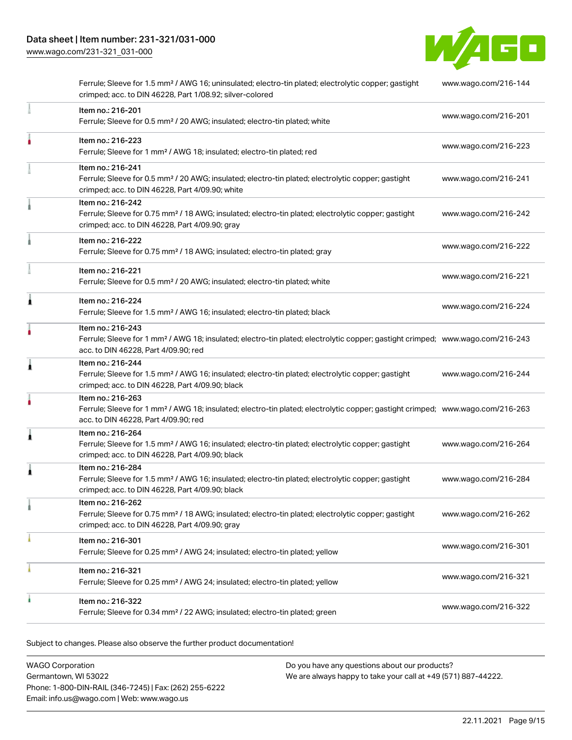| | | |
|---|---|---|
| | Ferrule; Sleeve for 1.5 mm² / AWG 16; uninsulated; electro-tin plated; electrolytic copper; gastight crimped; acc. to DIN 46228, Part 1/08.92; silver-colored | www.wago.com/216-144 |
| | Item no.: 216-201<br>Ferrule; Sleeve for 0.5 mm² / 20 AWG; insulated; electro-tin plated; white | www.wago.com/216-201 |
| | Item no.: 216-223<br>Ferrule; Sleeve for 1 mm² / AWG 18; insulated; electro-tin plated; red | www.wago.com/216-223 |
| | Item no.: 216-241<br>Ferrule; Sleeve for 0.5 mm² / 20 AWG; insulated; electro-tin plated; electrolytic copper; gastight crimped; acc. to DIN 46228, Part 4/09.90; white | www.wago.com/216-241 |
| | Item no.: 216-242<br>Ferrule; Sleeve for 0.75 mm² / 18 AWG; insulated; electro-tin plated; electrolytic copper; gastight crimped; acc. to DIN 46228, Part 4/09.90; gray | www.wago.com/216-242 |
| | Item no.: 216-222<br>Ferrule; Sleeve for 0.75 mm² / 18 AWG; insulated; electro-tin plated; gray | www.wago.com/216-222 |
| | Item no.: 216-221<br>Ferrule; Sleeve for 0.5 mm² / 20 AWG; insulated; electro-tin plated; white | www.wago.com/216-221 |
| | Item no.: 216-224<br>Ferrule; Sleeve for 1.5 mm² / AWG 16; insulated; electro-tin plated; black | www.wago.com/216-224 |
| | Item no.: 216-243<br>Ferrule; Sleeve for 1 mm² / AWG 18; insulated; electro-tin plated; electrolytic copper; gastight crimped; acc. to DIN 46228, Part 4/09.90; red | www.wago.com/216-243 |
| | Item no.: 216-244<br>Ferrule; Sleeve for 1.5 mm² / AWG 16; insulated; electro-tin plated; electrolytic copper; gastight crimped; acc. to DIN 46228, Part 4/09.90; black | www.wago.com/216-244 |
| | Item no.: 216-263<br>Ferrule; Sleeve for 1 mm² / AWG 18; insulated; electro-tin plated; electrolytic copper; gastight crimped; acc. to DIN 46228, Part 4/09.90; red | www.wago.com/216-263 |
| | Item no.: 216-264<br>Ferrule; Sleeve for 1.5 mm² / AWG 16; insulated; electro-tin plated; electrolytic copper; gastight crimped; acc. to DIN 46228, Part 4/09.90; black | www.wago.com/216-264 |
| | Item no.: 216-284<br>Ferrule; Sleeve for 1.5 mm² / AWG 16; insulated; electro-tin plated; electrolytic copper; gastight crimped; acc. to DIN 46228, Part 4/09.90; black | www.wago.com/216-284 |
| | Item no.: 216-262<br>Ferrule; Sleeve for 0.75 mm² / 18 AWG; insulated; electro-tin plated; electrolytic copper; gastight crimped; acc. to DIN 46228, Part 4/09.90; gray | www.wago.com/216-262 |
| | Item no.: 216-301<br>Ferrule; Sleeve for 0.25 mm² / AWG 24; insulated; electro-tin plated; yellow | www.wago.com/216-301 |
| | Item no.: 216-321<br>Ferrule; Sleeve for 0.25 mm² / AWG 24; insulated; electro-tin plated; yellow | www.wago.com/216-321 |
| | Item no.: 216-322<br>Ferrule; Sleeve for 0.34 mm² / 22 AWG; insulated; electro-tin plated; green | www.wago.com/216-322 |

Subject to changes. Please also observe the further product documentation!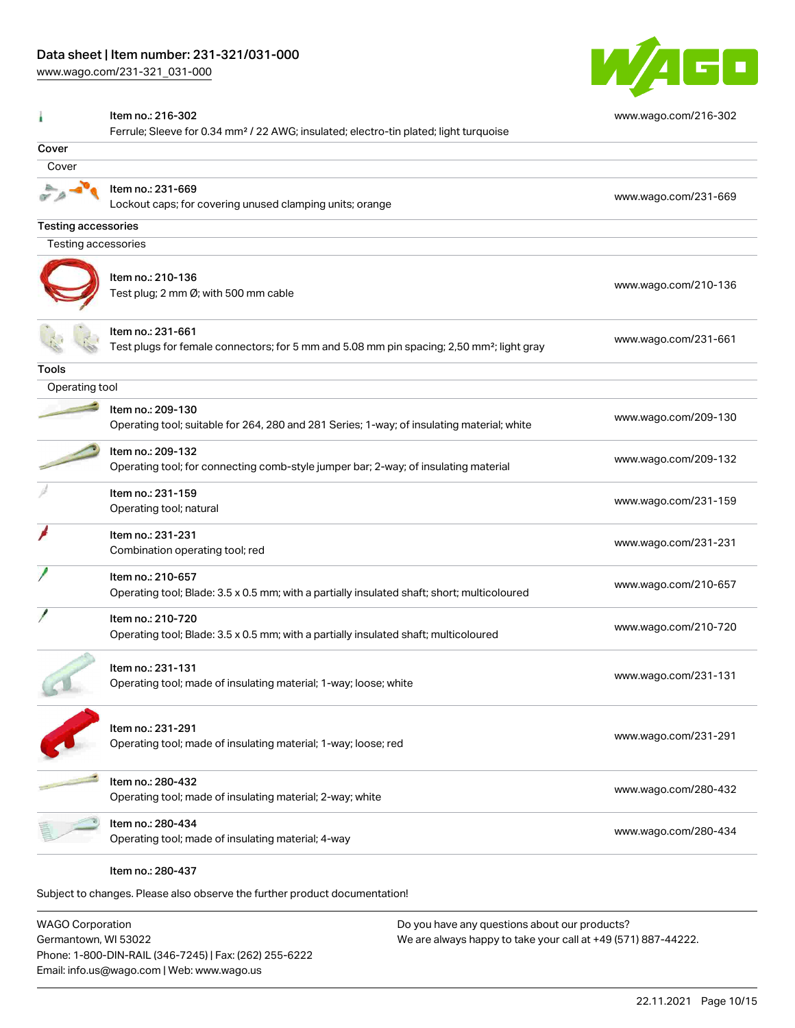| | | |
|---|---|---|
| | Item no.: 216-302<br>Ferrule; Sleeve for 0.34 mm² / 22 AWG; insulated; electro-tin plated; light turquoise | www.wago.com/216-302 |

**Cover**

Cover

| | | |
|---|---|---|
| | Item no.: 231-669<br>Lockout caps; for covering unused clamping units; orange | www.wago.com/231-669 |

**Testing accessories**

Testing accessories

| | | |
|---|---|---|
| | Item no.: 210-136<br>Test plug; 2 mm Ø; with 500 mm cable | www.wago.com/210-136 |
| | Item no.: 231-661<br>Test plugs for female connectors; for 5 mm and 5.08 mm pin spacing; 2,50 mm²; light gray | www.wago.com/231-661 |

**Tools**

Operating tool

| | | |
|---|---|---|
| | Item no.: 209-130<br>Operating tool; suitable for 264, 280 and 281 Series; 1-way; of insulating material; white | www.wago.com/209-130 |
| | Item no.: 209-132<br>Operating tool; for connecting comb-style jumper bar; 2-way; of insulating material | www.wago.com/209-132 |
| | Item no.: 231-159<br>Operating tool; natural | www.wago.com/231-159 |
| | Item no.: 231-231<br>Combination operating tool; red | www.wago.com/231-231 |
| | Item no.: 210-657<br>Operating tool; Blade: 3.5 x 0.5 mm; with a partially insulated shaft; short; multicoloured | www.wago.com/210-657 |
| | Item no.: 210-720<br>Operating tool; Blade: 3.5 x 0.5 mm; with a partially insulated shaft; multicoloured | www.wago.com/210-720 |
| | Item no.: 231-131<br>Operating tool; made of insulating material; 1-way; loose; white | www.wago.com/231-131 |
| | Item no.: 231-291<br>Operating tool; made of insulating material; 1-way; loose; red | www.wago.com/231-291 |
| | Item no.: 280-432<br>Operating tool; made of insulating material; 2-way; white | www.wago.com/280-432 |
| | Item no.: 280-434<br>Operating tool; made of insulating material; 4-way | www.wago.com/280-434 |
| | Item no.: 280-437 | |

Subject to changes. Please also observe the further product documentation!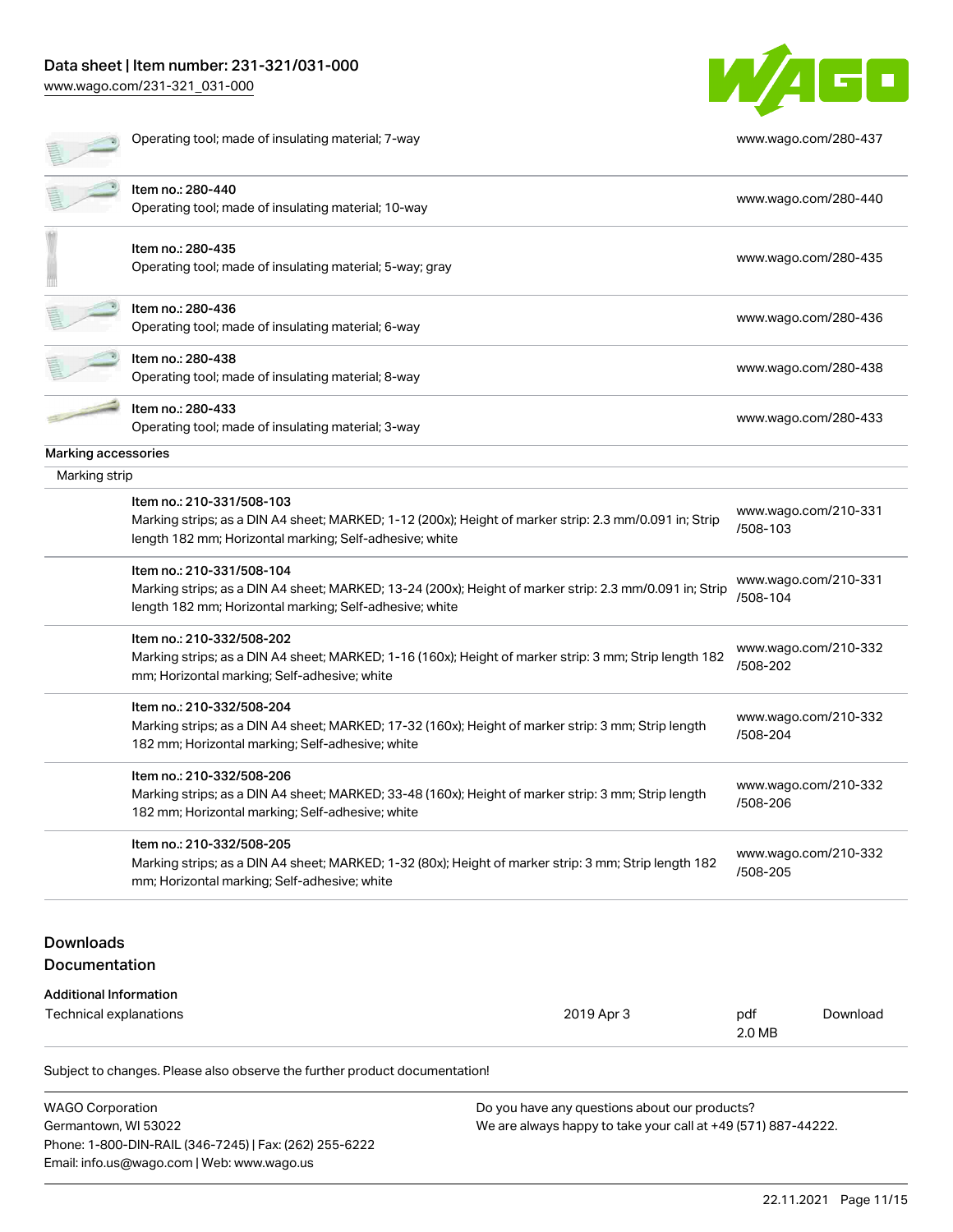| | |
|---|---|
| Operating tool; made of insulating material; 7-way | www.wago.com/280-437 |
| Item no.: 280-440<br>Operating tool; made of insulating material; 10-way | www.wago.com/280-440 |
| Item no.: 280-435<br>Operating tool; made of insulating material; 5-way; gray | www.wago.com/280-435 |
| Item no.: 280-436<br>Operating tool; made of insulating material; 6-way | www.wago.com/280-436 |
| Item no.: 280-438<br>Operating tool; made of insulating material; 8-way | www.wago.com/280-438 |
| Item no.: 280-433<br>Operating tool; made of insulating material; 3-way | www.wago.com/280-433 |

Marking accessories

Marking strip

| | |
|---|---|
| Item no.: 210-331/508-103<br>Marking strips; as a DIN A4 sheet; MARKED; 1-12 (200x); Height of marker strip: 2.3 mm/0.091 in; Strip length 182 mm; Horizontal marking; Self-adhesive; white | www.wago.com/210-331/508-103 |
| Item no.: 210-331/508-104<br>Marking strips; as a DIN A4 sheet; MARKED; 13-24 (200x); Height of marker strip: 2.3 mm/0.091 in; Strip length 182 mm; Horizontal marking; Self-adhesive; white | www.wago.com/210-331/508-104 |
| Item no.: 210-332/508-202<br>Marking strips; as a DIN A4 sheet; MARKED; 1-16 (160x); Height of marker strip: 3 mm; Strip length 182 mm; Horizontal marking; Self-adhesive; white | www.wago.com/210-332/508-202 |
| Item no.: 210-332/508-204<br>Marking strips; as a DIN A4 sheet; MARKED; 17-32 (160x); Height of marker strip: 3 mm; Strip length 182 mm; Horizontal marking; Self-adhesive; white | www.wago.com/210-332/508-204 |
| Item no.: 210-332/508-206<br>Marking strips; as a DIN A4 sheet; MARKED; 33-48 (160x); Height of marker strip: 3 mm; Strip length 182 mm; Horizontal marking; Self-adhesive; white | www.wago.com/210-332/508-206 |
| Item no.: 210-332/508-205<br>Marking strips; as a DIN A4 sheet; MARKED; 1-32 (80x); Height of marker strip: 3 mm; Strip length 182 mm; Horizontal marking; Self-adhesive; white | www.wago.com/210-332/508-205 |

## Downloads

## Documentation

Additional Information

| | | | |
|---|---|---|---|
| Technical explanations | 2019 Apr 3 | pdf<br>2.0 MB | Download |

Subject to changes. Please also observe the further product documentation!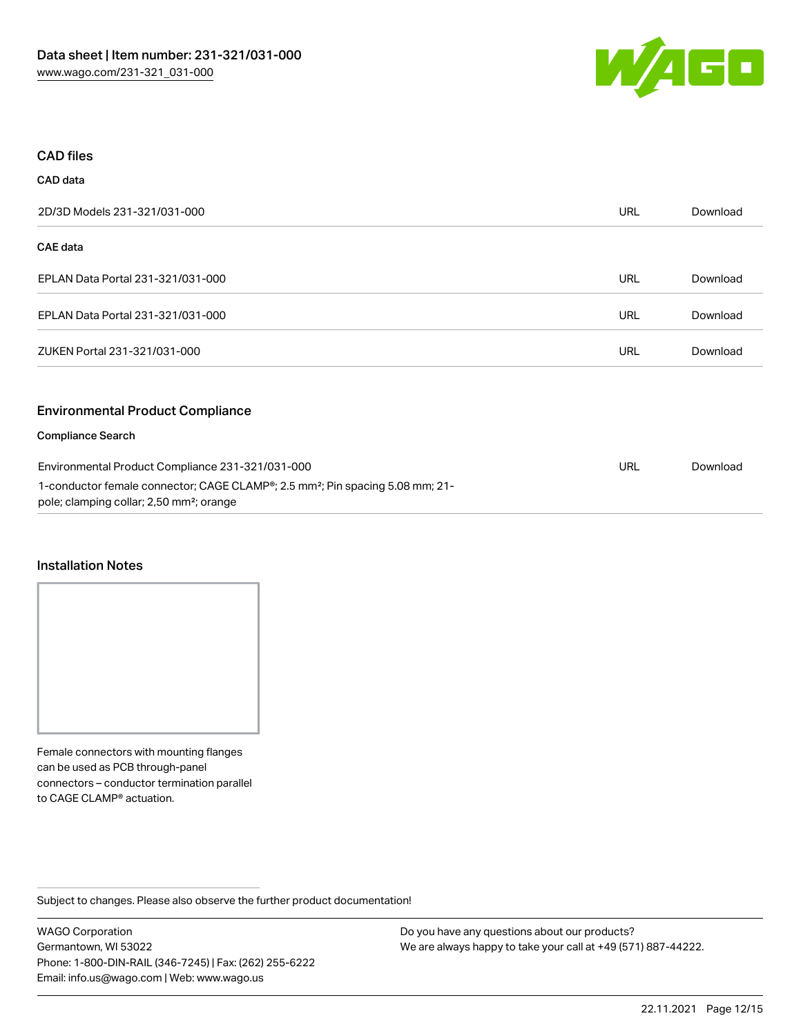## CAD files

### CAD data

| | | |
|---|---|---|
| 2D/3D Models 231-321/031-000 | URL | Download |

### CAE data

| | | |
|---|---|---|
| EPLAN Data Portal 231-321/031-000 | URL | Download |
| EPLAN Data Portal 231-321/031-000 | URL | Download |
| ZUKEN Portal 231-321/031-000 | URL | Download |

## Environmental Product Compliance

### Compliance Search

| | | |
|---|---|---|
| Environmental Product Compliance 231-321/031-000<br>1-conductor female connector; CAGE CLAMP®; 2.5 mm²; Pin spacing 5.08 mm; 21-pole; clamping collar; 2,50 mm²; orange | URL | Download |

## Installation Notes

Female connectors with mounting flanges can be used as PCB through-panel connectors – conductor termination parallel to CAGE CLAMP® actuation.

Subject to changes. Please also observe the further product documentation!

WAGO Corporation
Germantown, WI 53022
Phone: 1-800-DIN-RAIL (346-7245) | Fax: (262) 255-6222
Email: info.us@wago.com | Web: www.wago.us

Do you have any questions about our products?
We are always happy to take your call at +49 (571) 887-44222.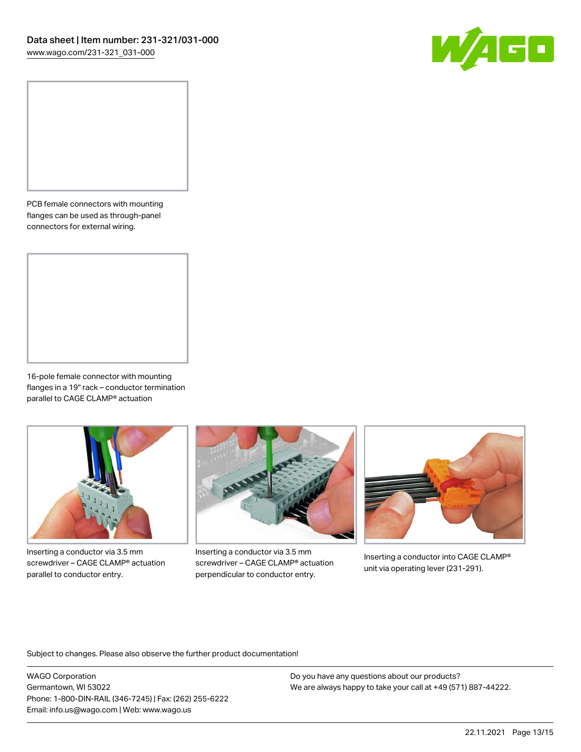PCB female connectors with mounting flanges can be used as through-panel connectors for external wiring.

16-pole female connector with mounting flanges in a 19" rack – conductor termination parallel to CAGE CLAMP® actuation

Inserting a conductor via 3.5 mm screwdriver – CAGE CLAMP® actuation parallel to conductor entry.

Inserting a conductor via 3.5 mm screwdriver – CAGE CLAMP® actuation perpendicular to conductor entry.

Inserting a conductor into CAGE CLAMP® unit via operating lever (231-291).

Subject to changes. Please also observe the further product documentation!

WAGO Corporation
Germantown, WI 53022
Phone: 1-800-DIN-RAIL (346-7245) | Fax: (262) 255-6222
Email: info.us@wago.com | Web: www.wago.us

Do you have any questions about our products?
We are always happy to take your call at +49 (571) 887-44222.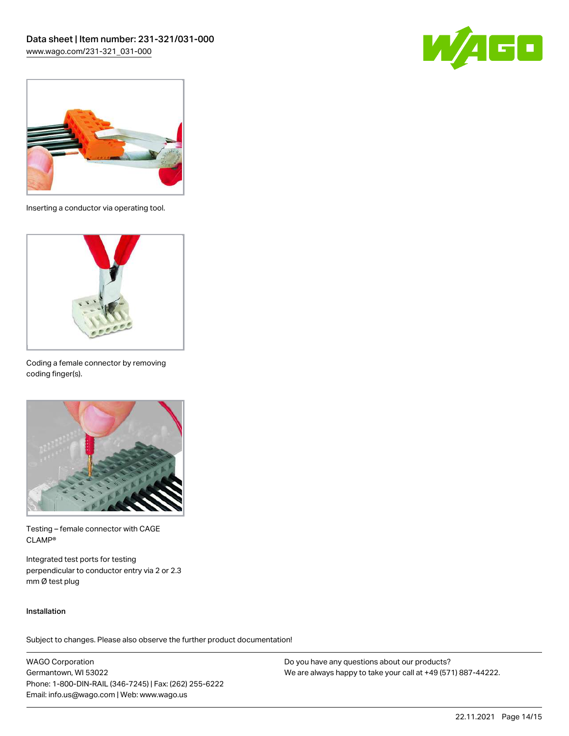Inserting a conductor via operating tool.

Coding a female connector by removing coding finger(s).

Testing – female connector with CAGE CLAMP®

Integrated test ports for testing perpendicular to conductor entry via 2 or 2.3 mm Ø test plug

### Installation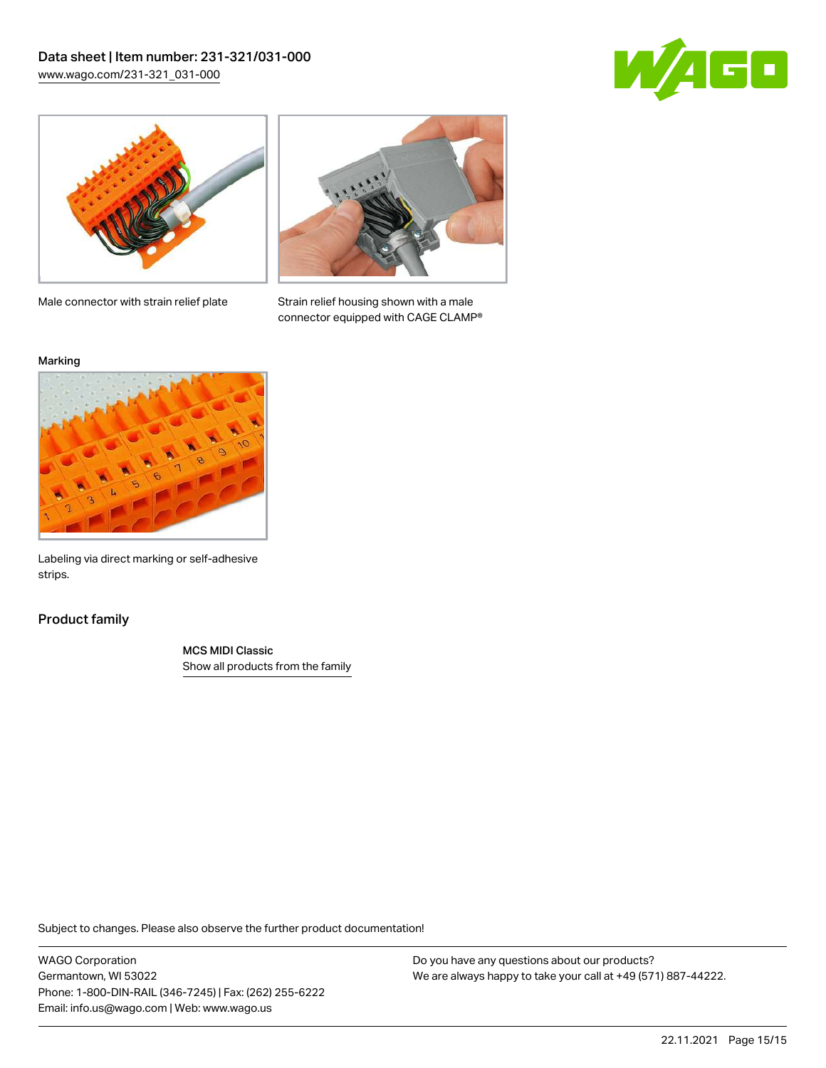Male connector with strain relief plate

Strain relief housing shown with a male connector equipped with CAGE CLAMP®

Marking

Labeling via direct marking or self-adhesive strips.

## Product family

MCS MIDI Classic
Show all products from the family

Subject to changes. Please also observe the further product documentation!

WAGO Corporation
Germantown, WI 53022
Phone: 1-800-DIN-RAIL (346-7245) | Fax: (262) 255-6222
Email: info.us@wago.com | Web: www.wago.us

Do you have any questions about our products?
We are always happy to take your call at +49 (571) 887-44222.